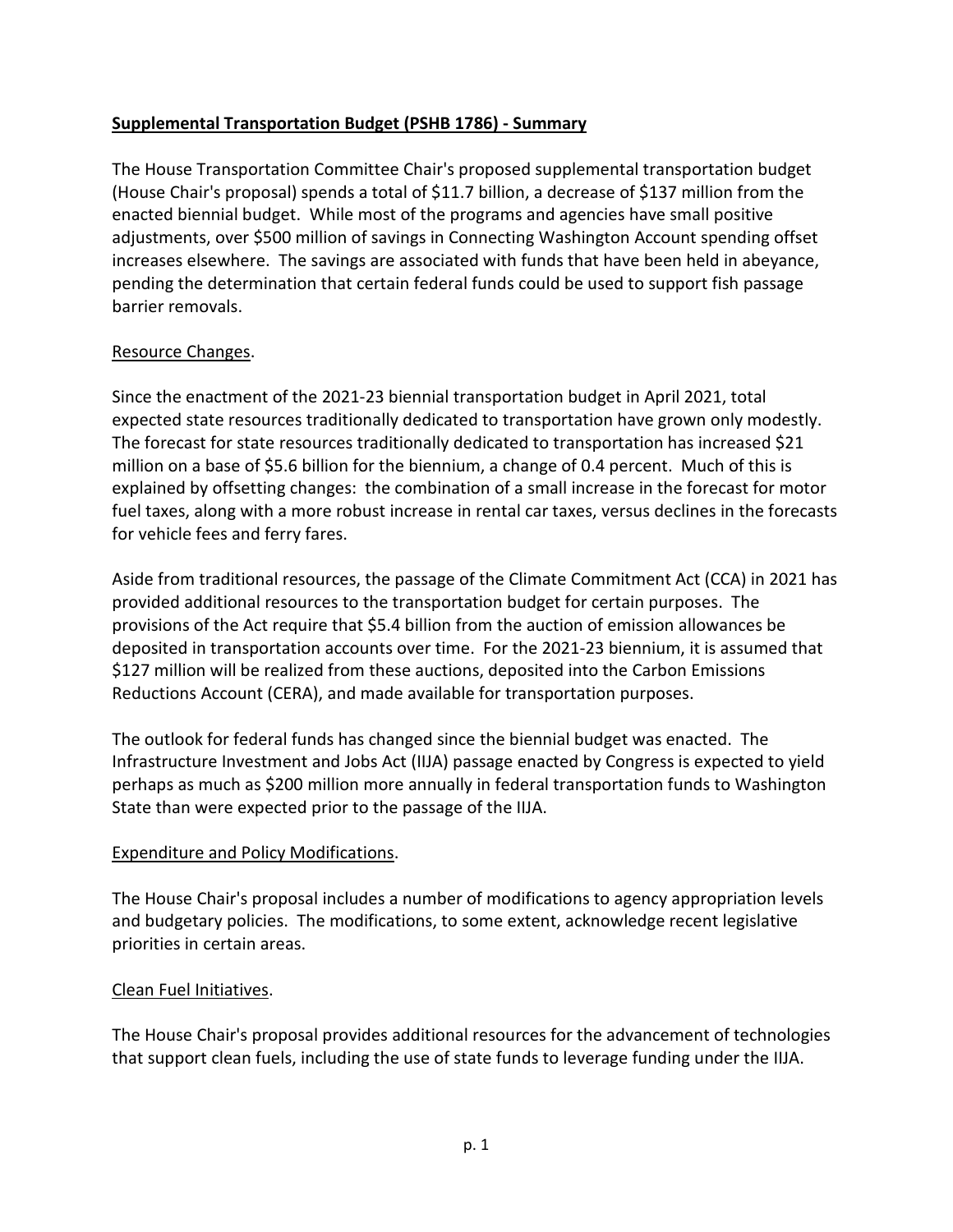**<u>Supplemental Transportation Budget (PSHB 1786) - Summary</u>**

The House Transportation Committee Chair's proposed supplemental transportation budget (House Chair's proposal) spends a total of $11.7 billion, a decrease of $137 million from the enacted biennial budget. While most of the programs and agencies have small positive adjustments, over $500 million of savings in Connecting Washington Account spending offset increases elsewhere. The savings are associated with funds that have been held in abeyance, pending the determination that certain federal funds could be used to support fish passage barrier removals.

<u>Resource Changes</u>.

Since the enactment of the 2021-23 biennial transportation budget in April 2021, total expected state resources traditionally dedicated to transportation have grown only modestly. The forecast for state resources traditionally dedicated to transportation has increased $21 million on a base of $5.6 billion for the biennium, a change of 0.4 percent. Much of this is explained by offsetting changes: the combination of a small increase in the forecast for motor fuel taxes, along with a more robust increase in rental car taxes, versus declines in the forecasts for vehicle fees and ferry fares.

Aside from traditional resources, the passage of the Climate Commitment Act (CCA) in 2021 has provided additional resources to the transportation budget for certain purposes. The provisions of the Act require that $5.4 billion from the auction of emission allowances be deposited in transportation accounts over time. For the 2021-23 biennium, it is assumed that $127 million will be realized from these auctions, deposited into the Carbon Emissions Reductions Account (CERA), and made available for transportation purposes.

The outlook for federal funds has changed since the biennial budget was enacted. The Infrastructure Investment and Jobs Act (IIJA) passage enacted by Congress is expected to yield perhaps as much as $200 million more annually in federal transportation funds to Washington State than were expected prior to the passage of the IIJA.

<u>Expenditure and Policy Modifications</u>.

The House Chair's proposal includes a number of modifications to agency appropriation levels and budgetary policies. The modifications, to some extent, acknowledge recent legislative priorities in certain areas.

<u>Clean Fuel Initiatives</u>.

The House Chair's proposal provides additional resources for the advancement of technologies that support clean fuels, including the use of state funds to leverage funding under the IIJA.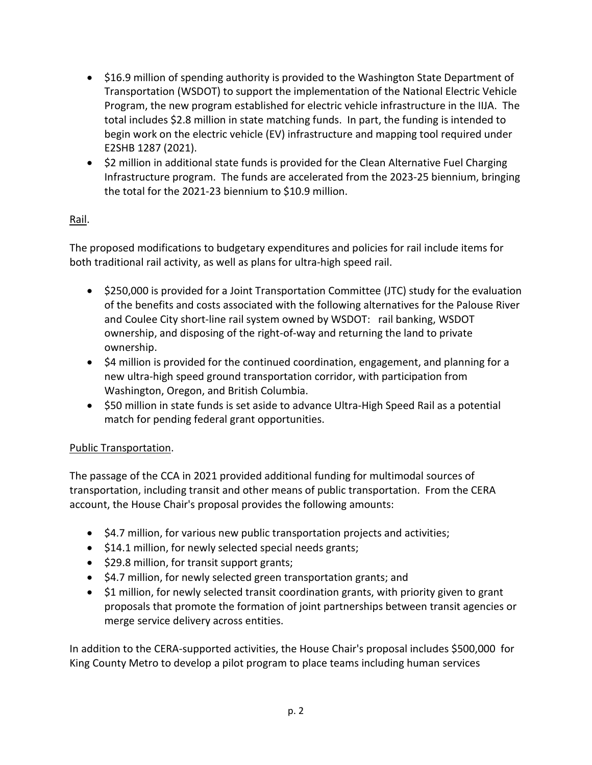- $16.9 million of spending authority is provided to the Washington State Department of Transportation (WSDOT) to support the implementation of the National Electric Vehicle Program, the new program established for electric vehicle infrastructure in the IIJA. The total includes $2.8 million in state matching funds. In part, the funding is intended to begin work on the electric vehicle (EV) infrastructure and mapping tool required under E2SHB 1287 (2021).
- $2 million in additional state funds is provided for the Clean Alternative Fuel Charging Infrastructure program. The funds are accelerated from the 2023-25 biennium, bringing the total for the 2021-23 biennium to $10.9 million.

Rail.

The proposed modifications to budgetary expenditures and policies for rail include items for both traditional rail activity, as well as plans for ultra-high speed rail.

- $250,000 is provided for a Joint Transportation Committee (JTC) study for the evaluation of the benefits and costs associated with the following alternatives for the Palouse River and Coulee City short-line rail system owned by WSDOT: rail banking, WSDOT ownership, and disposing of the right-of-way and returning the land to private ownership.
- $4 million is provided for the continued coordination, engagement, and planning for a new ultra-high speed ground transportation corridor, with participation from Washington, Oregon, and British Columbia.
- $50 million in state funds is set aside to advance Ultra-High Speed Rail as a potential match for pending federal grant opportunities.

Public Transportation.

The passage of the CCA in 2021 provided additional funding for multimodal sources of transportation, including transit and other means of public transportation. From the CERA account, the House Chair's proposal provides the following amounts:

- $4.7 million, for various new public transportation projects and activities;
- $14.1 million, for newly selected special needs grants;
- $29.8 million, for transit support grants;
- $4.7 million, for newly selected green transportation grants; and
- $1 million, for newly selected transit coordination grants, with priority given to grant proposals that promote the formation of joint partnerships between transit agencies or merge service delivery across entities.

In addition to the CERA-supported activities, the House Chair's proposal includes $500,000 for King County Metro to develop a pilot program to place teams including human services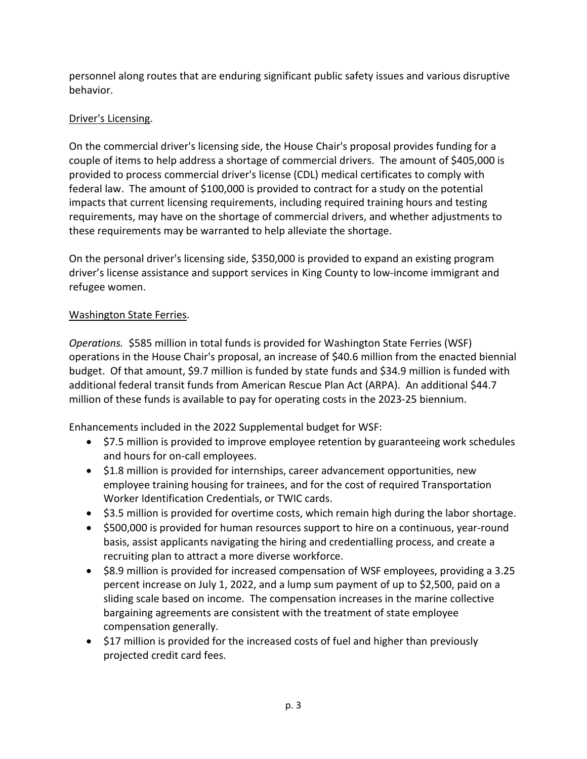personnel along routes that are enduring significant public safety issues and various disruptive behavior.

<u>Driver's Licensing</u>.

On the commercial driver's licensing side, the House Chair's proposal provides funding for a couple of items to help address a shortage of commercial drivers. The amount of $405,000 is provided to process commercial driver's license (CDL) medical certificates to comply with federal law. The amount of $100,000 is provided to contract for a study on the potential impacts that current licensing requirements, including required training hours and testing requirements, may have on the shortage of commercial drivers, and whether adjustments to these requirements may be warranted to help alleviate the shortage.

On the personal driver's licensing side, $350,000 is provided to expand an existing program driver's license assistance and support services in King County to low-income immigrant and refugee women.

<u>Washington State Ferries</u>.

*Operations.* $585 million in total funds is provided for Washington State Ferries (WSF) operations in the House Chair's proposal, an increase of $40.6 million from the enacted biennial budget. Of that amount, $9.7 million is funded by state funds and $34.9 million is funded with additional federal transit funds from American Rescue Plan Act (ARPA). An additional $44.7 million of these funds is available to pay for operating costs in the 2023-25 biennium.

Enhancements included in the 2022 Supplemental budget for WSF:

- $7.5 million is provided to improve employee retention by guaranteeing work schedules and hours for on-call employees.
- $1.8 million is provided for internships, career advancement opportunities, new employee training housing for trainees, and for the cost of required Transportation Worker Identification Credentials, or TWIC cards.
- $3.5 million is provided for overtime costs, which remain high during the labor shortage.
- $500,000 is provided for human resources support to hire on a continuous, year-round basis, assist applicants navigating the hiring and credentialling process, and create a recruiting plan to attract a more diverse workforce.
- $8.9 million is provided for increased compensation of WSF employees, providing a 3.25 percent increase on July 1, 2022, and a lump sum payment of up to $2,500, paid on a sliding scale based on income. The compensation increases in the marine collective bargaining agreements are consistent with the treatment of state employee compensation generally.
- $17 million is provided for the increased costs of fuel and higher than previously projected credit card fees.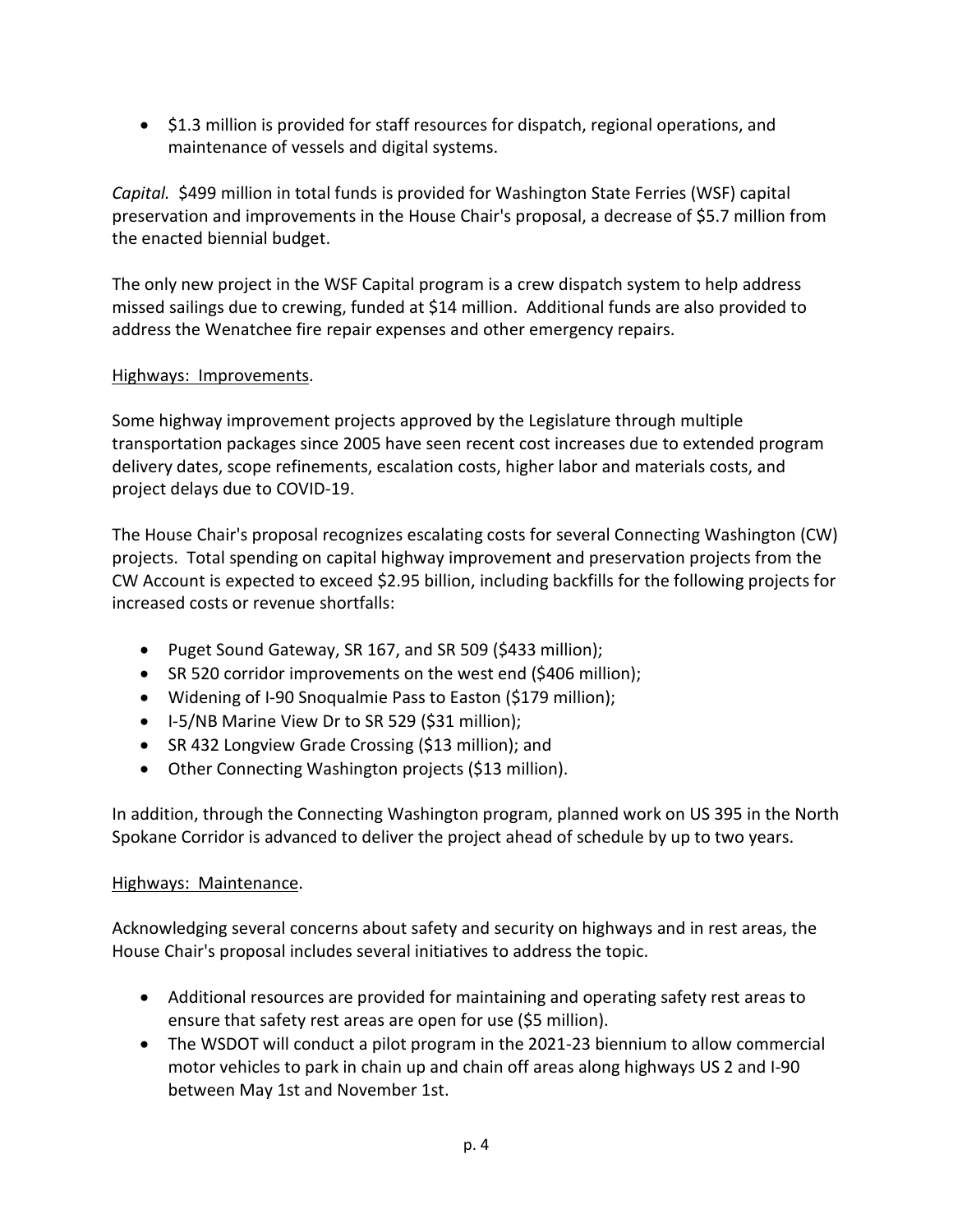- $1.3 million is provided for staff resources for dispatch, regional operations, and maintenance of vessels and digital systems.

*Capital.* $499 million in total funds is provided for Washington State Ferries (WSF) capital preservation and improvements in the House Chair's proposal, a decrease of $5.7 million from the enacted biennial budget.

The only new project in the WSF Capital program is a crew dispatch system to help address missed sailings due to crewing, funded at $14 million. Additional funds are also provided to address the Wenatchee fire repair expenses and other emergency repairs.

<u>Highways: Improvements</u>.

Some highway improvement projects approved by the Legislature through multiple transportation packages since 2005 have seen recent cost increases due to extended program delivery dates, scope refinements, escalation costs, higher labor and materials costs, and project delays due to COVID-19.

The House Chair's proposal recognizes escalating costs for several Connecting Washington (CW) projects. Total spending on capital highway improvement and preservation projects from the CW Account is expected to exceed $2.95 billion, including backfills for the following projects for increased costs or revenue shortfalls:

- Puget Sound Gateway, SR 167, and SR 509 ($433 million);
- SR 520 corridor improvements on the west end ($406 million);
- Widening of I-90 Snoqualmie Pass to Easton ($179 million);
- I-5/NB Marine View Dr to SR 529 ($31 million);
- SR 432 Longview Grade Crossing ($13 million); and
- Other Connecting Washington projects ($13 million).

In addition, through the Connecting Washington program, planned work on US 395 in the North Spokane Corridor is advanced to deliver the project ahead of schedule by up to two years.

<u>Highways: Maintenance</u>.

Acknowledging several concerns about safety and security on highways and in rest areas, the House Chair's proposal includes several initiatives to address the topic.

- Additional resources are provided for maintaining and operating safety rest areas to ensure that safety rest areas are open for use ($5 million).
- The WSDOT will conduct a pilot program in the 2021-23 biennium to allow commercial motor vehicles to park in chain up and chain off areas along highways US 2 and I-90 between May 1st and November 1st.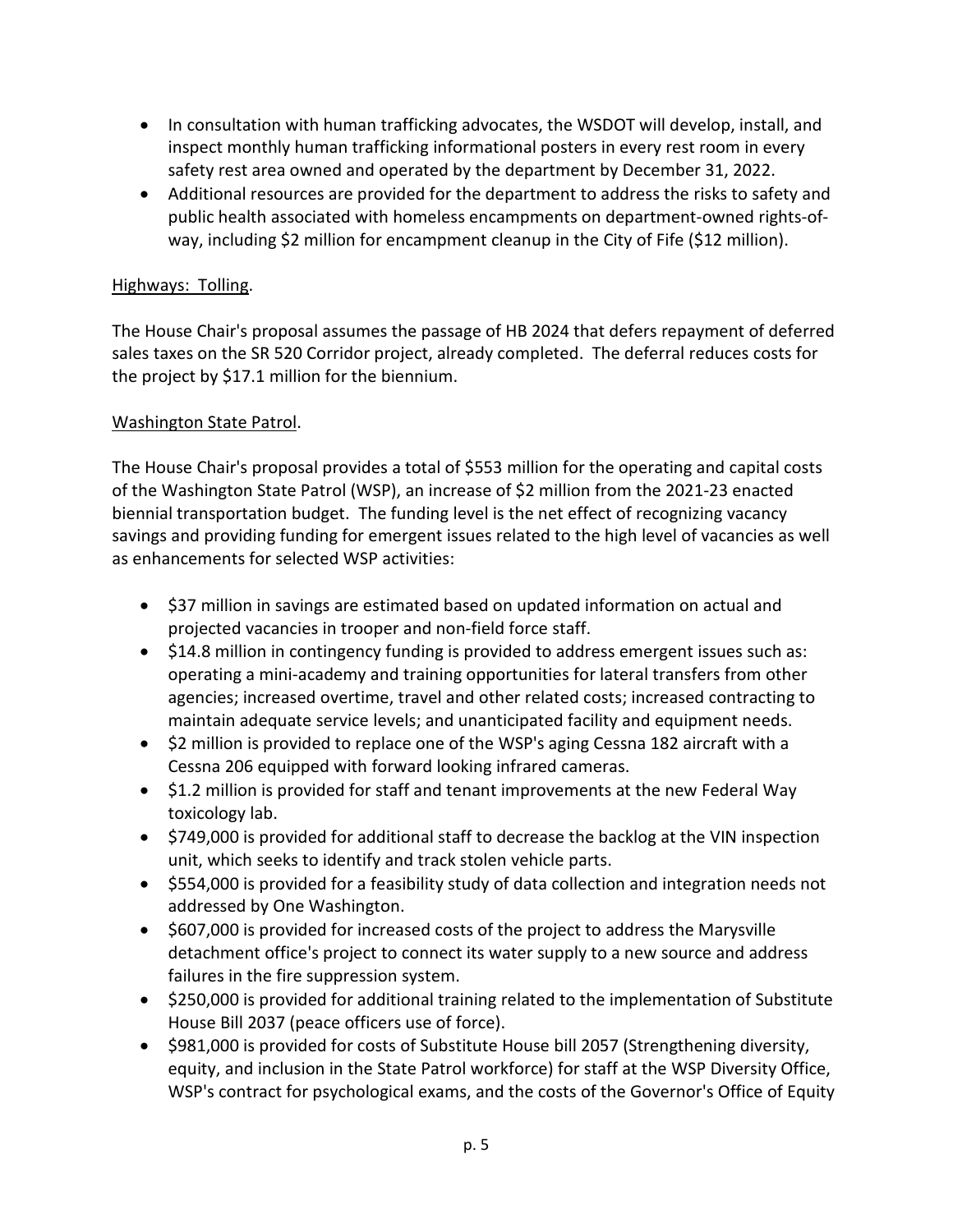- In consultation with human trafficking advocates, the WSDOT will develop, install, and inspect monthly human trafficking informational posters in every rest room in every safety rest area owned and operated by the department by December 31, 2022.
- Additional resources are provided for the department to address the risks to safety and public health associated with homeless encampments on department-owned rights-of-way, including $2 million for encampment cleanup in the City of Fife ($12 million).

Highways: Tolling.

The House Chair's proposal assumes the passage of HB 2024 that defers repayment of deferred sales taxes on the SR 520 Corridor project, already completed. The deferral reduces costs for the project by $17.1 million for the biennium.

Washington State Patrol.

The House Chair's proposal provides a total of $553 million for the operating and capital costs of the Washington State Patrol (WSP), an increase of $2 million from the 2021-23 enacted biennial transportation budget. The funding level is the net effect of recognizing vacancy savings and providing funding for emergent issues related to the high level of vacancies as well as enhancements for selected WSP activities:

- $37 million in savings are estimated based on updated information on actual and projected vacancies in trooper and non-field force staff.
- $14.8 million in contingency funding is provided to address emergent issues such as: operating a mini-academy and training opportunities for lateral transfers from other agencies; increased overtime, travel and other related costs; increased contracting to maintain adequate service levels; and unanticipated facility and equipment needs.
- $2 million is provided to replace one of the WSP's aging Cessna 182 aircraft with a Cessna 206 equipped with forward looking infrared cameras.
- $1.2 million is provided for staff and tenant improvements at the new Federal Way toxicology lab.
- $749,000 is provided for additional staff to decrease the backlog at the VIN inspection unit, which seeks to identify and track stolen vehicle parts.
- $554,000 is provided for a feasibility study of data collection and integration needs not addressed by One Washington.
- $607,000 is provided for increased costs of the project to address the Marysville detachment office's project to connect its water supply to a new source and address failures in the fire suppression system.
- $250,000 is provided for additional training related to the implementation of Substitute House Bill 2037 (peace officers use of force).
- $981,000 is provided for costs of Substitute House bill 2057 (Strengthening diversity, equity, and inclusion in the State Patrol workforce) for staff at the WSP Diversity Office, WSP's contract for psychological exams, and the costs of the Governor's Office of Equity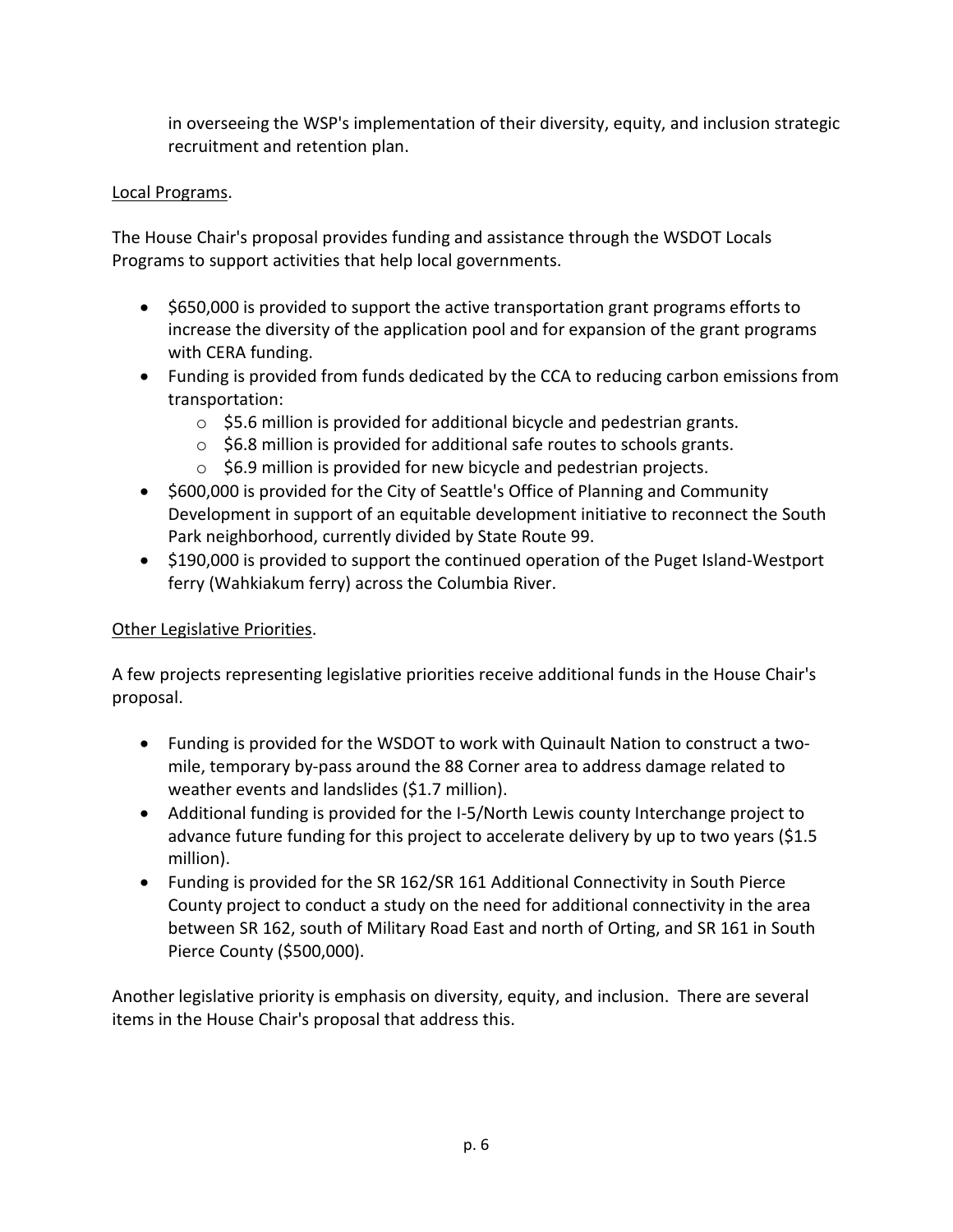in overseeing the WSP's implementation of their diversity, equity, and inclusion strategic recruitment and retention plan.

Local Programs.

The House Chair's proposal provides funding and assistance through the WSDOT Locals Programs to support activities that help local governments.

- $650,000 is provided to support the active transportation grant programs efforts to increase the diversity of the application pool and for expansion of the grant programs with CERA funding.
- Funding is provided from funds dedicated by the CCA to reducing carbon emissions from transportation:
  - $5.6 million is provided for additional bicycle and pedestrian grants.
  - $6.8 million is provided for additional safe routes to schools grants.
  - $6.9 million is provided for new bicycle and pedestrian projects.
- $600,000 is provided for the City of Seattle's Office of Planning and Community Development in support of an equitable development initiative to reconnect the South Park neighborhood, currently divided by State Route 99.
- $190,000 is provided to support the continued operation of the Puget Island-Westport ferry (Wahkiakum ferry) across the Columbia River.

Other Legislative Priorities.

A few projects representing legislative priorities receive additional funds in the House Chair's proposal.

- Funding is provided for the WSDOT to work with Quinault Nation to construct a two-mile, temporary by-pass around the 88 Corner area to address damage related to weather events and landslides ($1.7 million).
- Additional funding is provided for the I-5/North Lewis county Interchange project to advance future funding for this project to accelerate delivery by up to two years ($1.5 million).
- Funding is provided for the SR 162/SR 161 Additional Connectivity in South Pierce County project to conduct a study on the need for additional connectivity in the area between SR 162, south of Military Road East and north of Orting, and SR 161 in South Pierce County ($500,000).

Another legislative priority is emphasis on diversity, equity, and inclusion. There are several items in the House Chair's proposal that address this.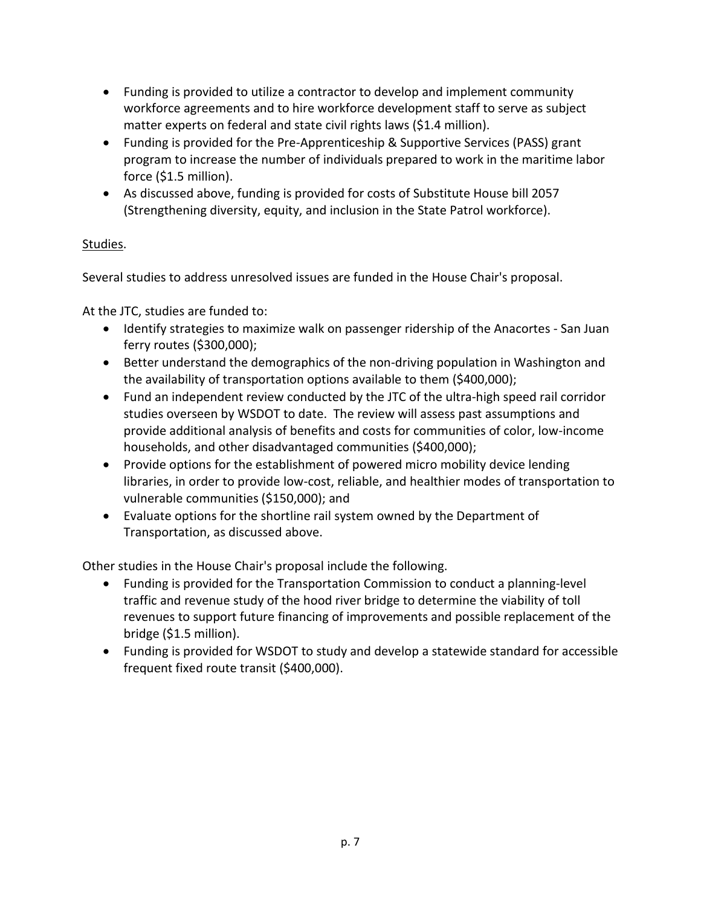- Funding is provided to utilize a contractor to develop and implement community workforce agreements and to hire workforce development staff to serve as subject matter experts on federal and state civil rights laws ($1.4 million).
- Funding is provided for the Pre-Apprenticeship & Supportive Services (PASS) grant program to increase the number of individuals prepared to work in the maritime labor force ($1.5 million).
- As discussed above, funding is provided for costs of Substitute House bill 2057 (Strengthening diversity, equity, and inclusion in the State Patrol workforce).

<u>Studies</u>.

Several studies to address unresolved issues are funded in the House Chair's proposal.

At the JTC, studies are funded to:

- Identify strategies to maximize walk on passenger ridership of the Anacortes - San Juan ferry routes ($300,000);
- Better understand the demographics of the non-driving population in Washington and the availability of transportation options available to them ($400,000);
- Fund an independent review conducted by the JTC of the ultra-high speed rail corridor studies overseen by WSDOT to date. The review will assess past assumptions and provide additional analysis of benefits and costs for communities of color, low-income households, and other disadvantaged communities ($400,000);
- Provide options for the establishment of powered micro mobility device lending libraries, in order to provide low-cost, reliable, and healthier modes of transportation to vulnerable communities ($150,000); and
- Evaluate options for the shortline rail system owned by the Department of Transportation, as discussed above.

Other studies in the House Chair's proposal include the following.

- Funding is provided for the Transportation Commission to conduct a planning-level traffic and revenue study of the hood river bridge to determine the viability of toll revenues to support future financing of improvements and possible replacement of the bridge ($1.5 million).
- Funding is provided for WSDOT to study and develop a statewide standard for accessible frequent fixed route transit ($400,000).